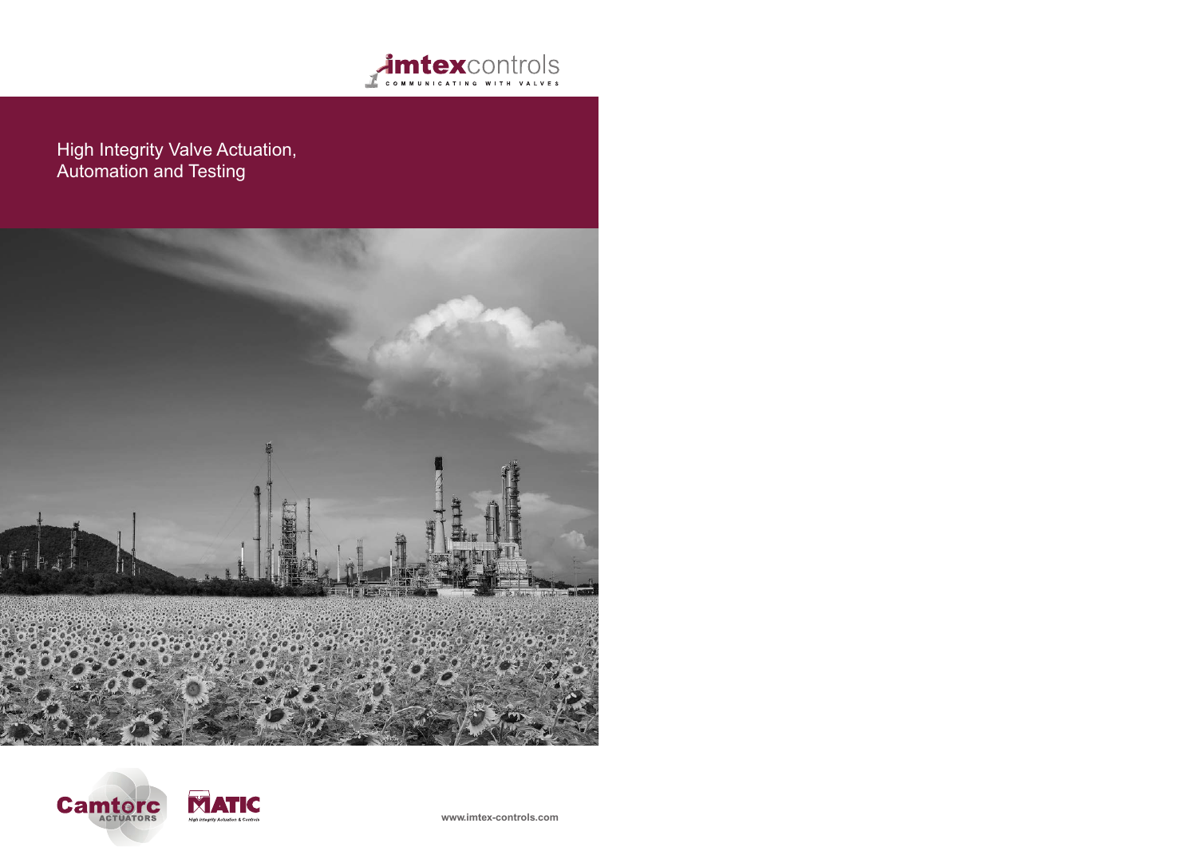**imtex**controls

COMMUNICATING WITH VALVES

# High Integrity Valve Actuation, Automation and Testing

Camtorc ACTUATORS

MATIC High Integrity Actuation & Controls

www.imtex-controls.com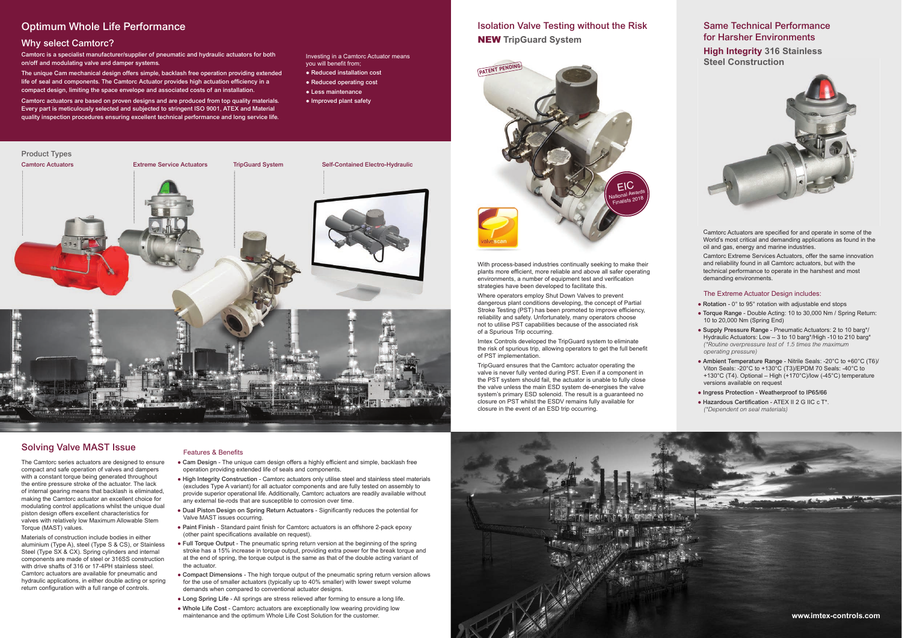## Optimum Whole Life Performance

### Why select Camtorc?

**Camtorc is a specialist manufacturer/supplier of pneumatic and hydraulic actuators for both on/off and modulating valve and damper systems.**

**The unique Cam mechanical design offers simple, backlash free operation providing extended life of seal and components. The Camtorc Actuator provides high actuation efficiency in a compact design, limiting the space envelope and associated costs of an installation.**

**Camtorc actuators are based on proven designs and are produced from top quality materials. Every part is meticulously selected and subjected to stringent ISO 9001, ATEX and Material quality inspection procedures ensuring excellent technical performance and long service life.**

Investing in a Camtorc Actuator means you will benefit from;

- **Reduced installation cost**
- **Reduced operating cost**
- **Less maintenance**
- **Improved plant safety**

### Product Types

Camtorc Actuators

Extreme Service Actuators

TripGuard System

Self-Contained Electro-Hydraulic

## Isolation Valve Testing without the Risk

**NEW TripGuard System**

PATENT PENDING

EIC National Awards Finalists 2018

valvescan

With process-based industries continually seeking to make their plants more efficient, more reliable and above all safer operating environments, a number of equipment test and verification strategies have been developed to facilitate this.

Where operators employ Shut Down Valves to prevent dangerous plant conditions developing, the concept of Partial Stroke Testing (PST) has been promoted to improve efficiency, reliability and safety. Unfortunately, many operators choose not to utilise PST capabilities because of the associated risk of a Spurious Trip occurring.

Imtex Controls developed the TripGuard system to eliminate the risk of spurious trip, allowing operators to get the full benefit of PST implementation.

TripGuard ensures that the Camtorc actuator operating the valve is never fully vented during PST. Even if a component in the PST system should fail, the actuator is unable to fully close the valve unless the main ESD system de-energises the valve system's primary ESD solenoid. The result is a guaranteed no closure on PST whilst the ESDV remains fully available for closure in the event of an ESD trip occurring.

## Same Technical Performance for Harsher Environments

### High Integrity 316 Stainless Steel Construction

Camtorc Actuators are specified for and operate in some of the World's most critical and demanding applications as found in the oil and gas, energy and marine industries.

Camtorc Extreme Services Actuators, offer the same innovation and reliability found in all Camtorc actuators, but with the technical performance to operate in the harshest and most demanding environments.

#### The Extreme Actuator Design includes:

- **Rotation** - 0° to 95° rotation with adjustable end stops
- **Torque Range** - Double Acting: 10 to 30,000 Nm / Spring Return: 10 to 20,000 Nm (Spring End)
- **Supply Pressure Range** - Pneumatic Actuators: 2 to 10 barg*/ Hydraulic Actuators: Low – 3 to 10 barg*/High -10 to 210 barg* *(*Routine overpressure test of 1.5 times the maximum operating pressure)*
- **Ambient Temperature Range** - Nitrile Seals: -20°C to +60°C (T6)/ Viton Seals: -20°C to +130°C (T3)/EPDM 70 Seals: -40°C to +130°C (T4). Optional – High (+170°C)/low (-45°C) temperature versions available on request
- **Ingress Protection** - Weatherproof to IP65/66
- **Hazardous Certification** - ATEX II 2 G IIC c T*. *(*Dependent on seal materials)*

## Solving Valve MAST Issue

The Camtorc series actuators are designed to ensure compact and safe operation of valves and dampers with a constant torque being generated throughout the entire pressure stroke of the actuator. The lack of internal gearing means that backlash is eliminated, making the Camtorc actuator an excellent choice for modulating control applications whilst the unique dual piston design offers excellent characteristics for valves with relatively low Maximum Allowable Stem Torque (MAST) values.

Materials of construction include bodies in either aluminium (Type A), steel (Type S & CS), or Stainless Steel (Type SX & CX). Spring cylinders and internal components are made of steel or 316SS construction with drive shafts of 316 or 17-4PH stainless steel. Camtorc actuators are available for pneumatic and hydraulic applications, in either double acting or spring return configuration with a full range of controls.

### Features & Benefits

- **Cam Design** - The unique cam design offers a highly efficient and simple, backlash free operation providing extended life of seals and components.
- **High Integrity Construction** - Camtorc actuators only utilise steel and stainless steel materials (excludes Type A variant) for all actuator components and are fully tested on assembly to provide superior operational life. Additionally, Camtorc actuators are readily available without any external tie-rods that are susceptible to corrosion over time.
- **Dual Piston Design on Spring Return Actuators** - Significantly reduces the potential for Valve MAST issues occurring.
- **Paint Finish** - Standard paint finish for Camtorc actuators is an offshore 2-pack epoxy (other paint specifications available on request).
- **Full Torque Output** - The pneumatic spring return version at the beginning of the spring stroke has a 15% increase in torque output, providing extra power for the break torque and at the end of spring, the torque output is the same as that of the double acting variant of the actuator.
- **Compact Dimensions** - The high torque output of the pneumatic spring return version allows for the use of smaller actuators (typically up to 40% smaller) with lower swept volume demands when compared to conventional actuator designs.
- **Long Spring Life** - All springs are stress relieved after forming to ensure a long life.
- **Whole Life Cost** - Camtorc actuators are exceptionally low wearing providing low maintenance and the optimum Whole Life Cost Solution for the customer.

www.imtex-controls.com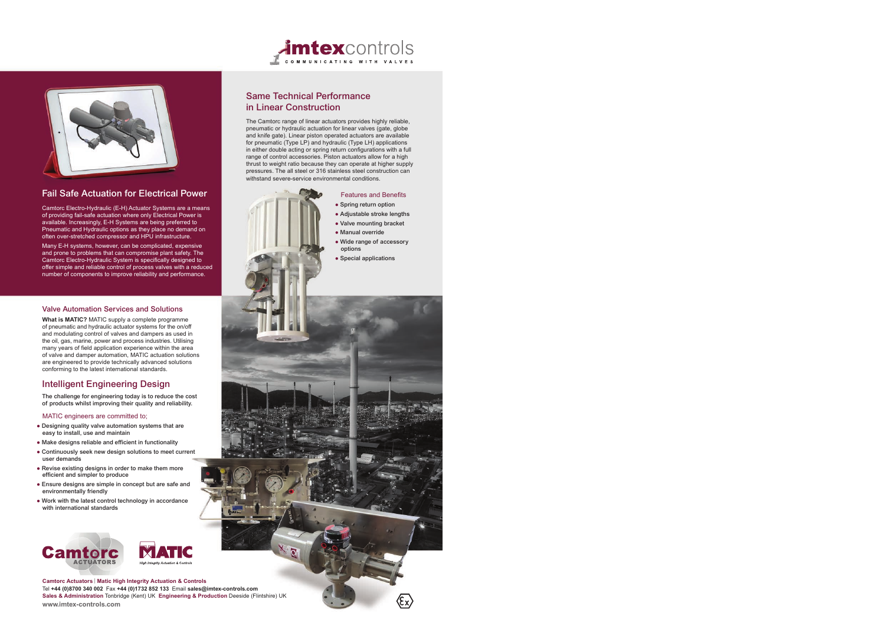# imtexcontrols

COMMUNICATING WITH VALVES

## Fail Safe Actuation for Electrical Power

Camtorc Electro-Hydraulic (E-H) Actuator Systems are a means of providing fail-safe actuation where only Electrical Power is available. Increasingly, E-H Systems are being preferred to Pneumatic and Hydraulic options as they place no demand on often over-stretched compressor and HPU infrastructure.

Many E-H systems, however, can be complicated, expensive and prone to problems that can compromise plant safety. The Camtorc Electro-Hydraulic System is specifically designed to offer simple and reliable control of process valves with a reduced number of components to improve reliability and performance.

### Valve Automation Services and Solutions

**What is MATIC?** MATIC supply a complete programme of pneumatic and hydraulic actuator systems for the on/off and modulating control of valves and dampers as used in the oil, gas, marine, power and process industries. Utilising many years of field application experience within the area of valve and damper automation, MATIC actuation solutions are engineered to provide technically advanced solutions conforming to the latest international standards.

## Intelligent Engineering Design

The challenge for engineering today is to reduce the cost of products whilst improving their quality and reliability.

### MATIC engineers are committed to;

- Designing quality valve automation systems that are easy to install, use and maintain
- Make designs reliable and efficient in functionality
- Continuously seek new design solutions to meet current user demands
- Revise existing designs in order to make them more efficient and simpler to produce
- Ensure designs are simple in concept but are safe and environmentally friendly
- Work with the latest control technology in accordance with international standards

## Same Technical Performance in Linear Construction

The Camtorc range of linear actuators provides highly reliable, pneumatic or hydraulic actuation for linear valves (gate, globe and knife gate). Linear piston operated actuators are available for pneumatic (Type LP) and hydraulic (Type LH) applications in either double acting or spring return configurations with a full range of control accessories. Piston actuators allow for a high thrust to weight ratio because they can operate at higher supply pressures. The all steel or 316 stainless steel construction can withstand severe-service environmental conditions.

### Features and Benefits

- Spring return option
- Adjustable stroke lengths
- Valve mounting bracket
- Manual override
- Wide range of accessory options
- Special applications

Camtorc ACTUATORS

MATIC High Integrity Actuation & Controls

**Camtorc Actuators** | **Matic High Integrity Actuation & Controls**
Tel **+44 (0)8700 340 002** Fax **+44 (0)1732 852 133** Email **sales@imtex-controls.com**
**Sales & Administration** Tonbridge (Kent) UK **Engineering & Production** Deeside (Flintshire) UK
**www.imtex-controls.com**